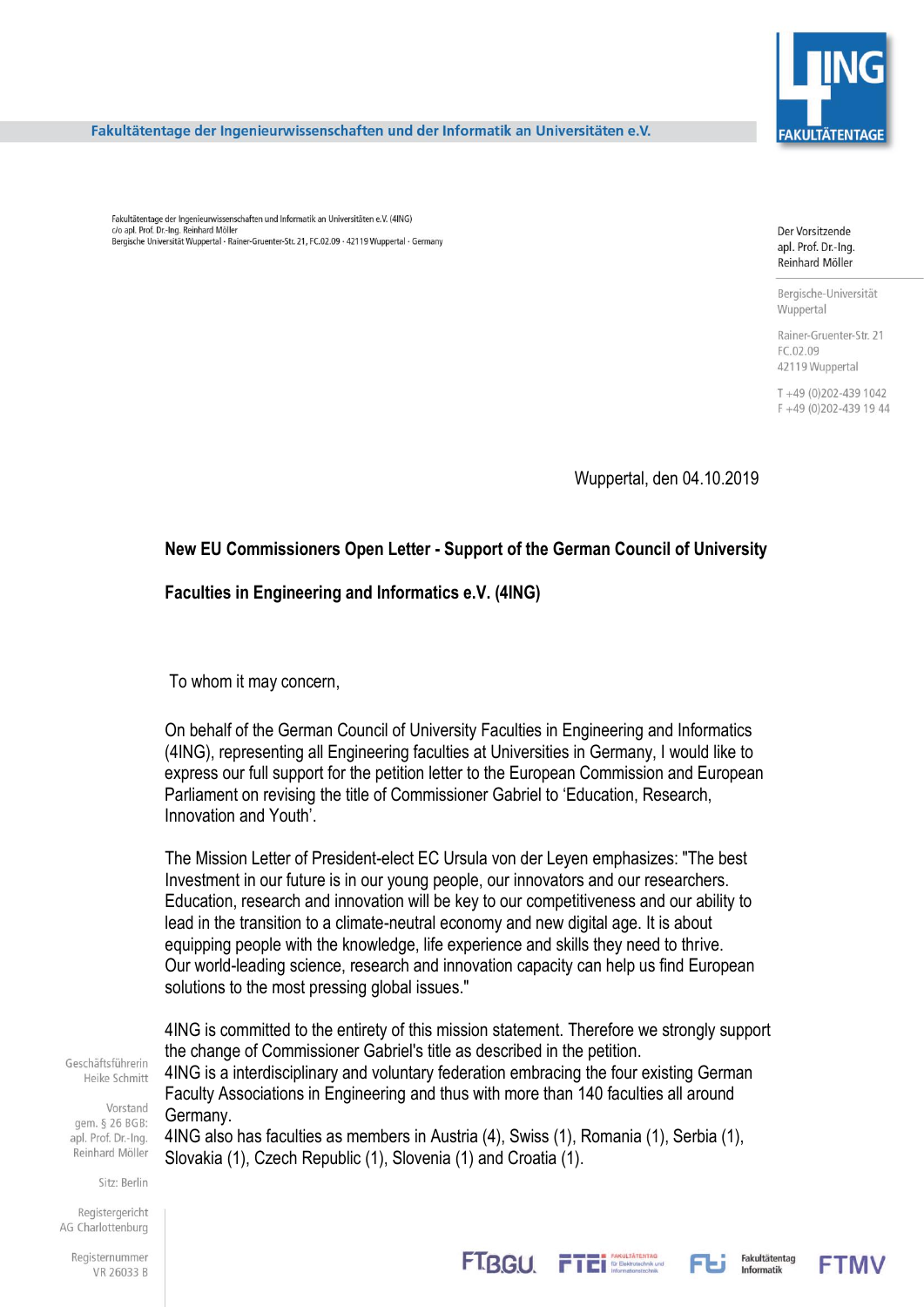Fakultätentage der Ingenieurwissenschaften und der Informatik an Universitäten e.V.

Fakultätentage der Ingenieurwissenschaften und Informatik an Universitäten e.V. (4ING)
c/o apl. Prof. Dr.-Ing. Reinhard Möller
Bergische Universität Wuppertal · Rainer-Gruenter-Str. 21, FC.02.09 · 42119 Wuppertal · Germany

Der Vorsitzende
apl. Prof. Dr.-Ing.
Reinhard Möller

Bergische-Universität
Wuppertal

Rainer-Gruenter-Str. 21
FC.02.09
42119 Wuppertal

T +49 (0)202-439 1042
F +49 (0)202-439 19 44

Wuppertal, den 04.10.2019

**New EU Commissioners Open Letter - Support of the German Council of University Faculties in Engineering and Informatics e.V. (4ING)**

To whom it may concern,

On behalf of the German Council of University Faculties in Engineering and Informatics (4ING), representing all Engineering faculties at Universities in Germany, I would like to express our full support for the petition letter to the European Commission and European Parliament on revising the title of Commissioner Gabriel to 'Education, Research, Innovation and Youth'.

The Mission Letter of President-elect EC Ursula von der Leyen emphasizes: "The best Investment in our future is in our young people, our innovators and our researchers. Education, research and innovation will be key to our competitiveness and our ability to lead in the transition to a climate-neutral economy and new digital age. It is about equipping people with the knowledge, life experience and skills they need to thrive. Our world-leading science, research and innovation capacity can help us find European solutions to the most pressing global issues."

4ING is committed to the entirety of this mission statement. Therefore we strongly support the change of Commissioner Gabriel's title as described in the petition.
4ING is a interdisciplinary and voluntary federation embracing the four existing German Faculty Associations in Engineering and thus with more than 140 faculties all around Germany.
4ING also has faculties as members in Austria (4), Swiss (1), Romania (1), Serbia (1), Slovakia (1), Czech Republic (1), Slovenia (1) and Croatia (1).

Geschäftsführerin
Heike Schmitt

Vorstand
gem. § 26 BGB:
apl. Prof. Dr.-Ing.
Reinhard Möller

Sitz: Berlin

Registergericht
AG Charlottenburg

Registernummer
VR 26033 B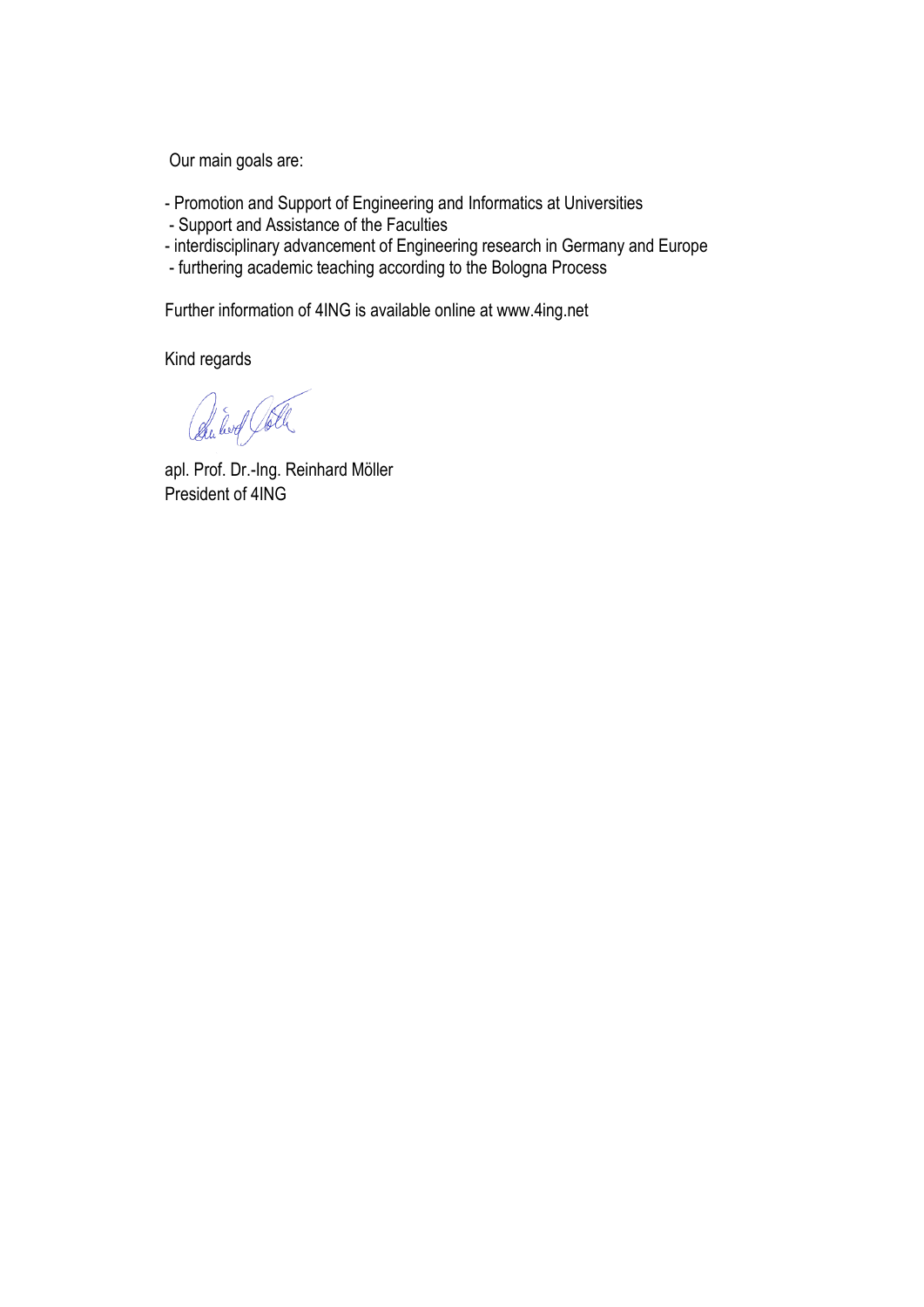Our main goals are:

- Promotion and Support of Engineering and Informatics at Universities
- Support and Assistance of the Faculties
- interdisciplinary advancement of Engineering research in Germany and Europe
- furthering academic teaching according to the Bologna Process

Further information of 4ING is available online at www.4ing.net

Kind regards

apl. Prof. Dr.-Ing. Reinhard Möller
President of 4ING